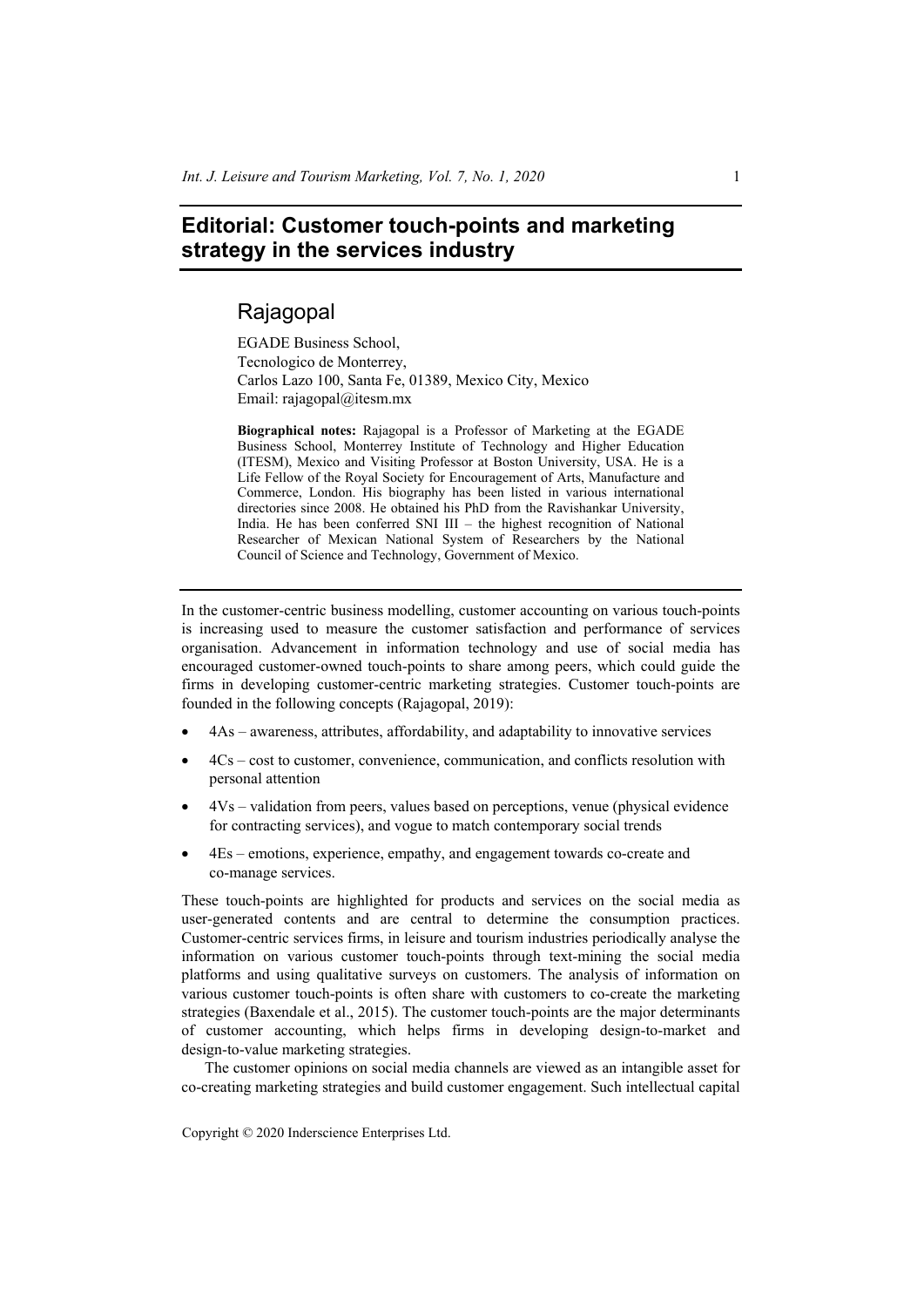# Editorial: Customer touch-points and marketing strategy in the services industry

## Rajagopal

EGADE Business School,
Tecnologico de Monterrey,
Carlos Lazo 100, Santa Fe, 01389, Mexico City, Mexico
Email: rajagopal@itesm.mx

**Biographical notes:** Rajagopal is a Professor of Marketing at the EGADE Business School, Monterrey Institute of Technology and Higher Education (ITESM), Mexico and Visiting Professor at Boston University, USA. He is a Life Fellow of the Royal Society for Encouragement of Arts, Manufacture and Commerce, London. His biography has been listed in various international directories since 2008. He obtained his PhD from the Ravishankar University, India. He has been conferred SNI III – the highest recognition of National Researcher of Mexican National System of Researchers by the National Council of Science and Technology, Government of Mexico.

---

In the customer-centric business modelling, customer accounting on various touch-points is increasing used to measure the customer satisfaction and performance of services organisation. Advancement in information technology and use of social media has encouraged customer-owned touch-points to share among peers, which could guide the firms in developing customer-centric marketing strategies. Customer touch-points are founded in the following concepts (Rajagopal, 2019):

- 4As – awareness, attributes, affordability, and adaptability to innovative services
- 4Cs – cost to customer, convenience, communication, and conflicts resolution with personal attention
- 4Vs – validation from peers, values based on perceptions, venue (physical evidence for contracting services), and vogue to match contemporary social trends
- 4Es – emotions, experience, empathy, and engagement towards co-create and co-manage services.

These touch-points are highlighted for products and services on the social media as user-generated contents and are central to determine the consumption practices. Customer-centric services firms, in leisure and tourism industries periodically analyse the information on various customer touch-points through text-mining the social media platforms and using qualitative surveys on customers. The analysis of information on various customer touch-points is often share with customers to co-create the marketing strategies (Baxendale et al., 2015). The customer touch-points are the major determinants of customer accounting, which helps firms in developing design-to-market and design-to-value marketing strategies.

The customer opinions on social media channels are viewed as an intangible asset for co-creating marketing strategies and build customer engagement. Such intellectual capital

Copyright © 2020 Inderscience Enterprises Ltd.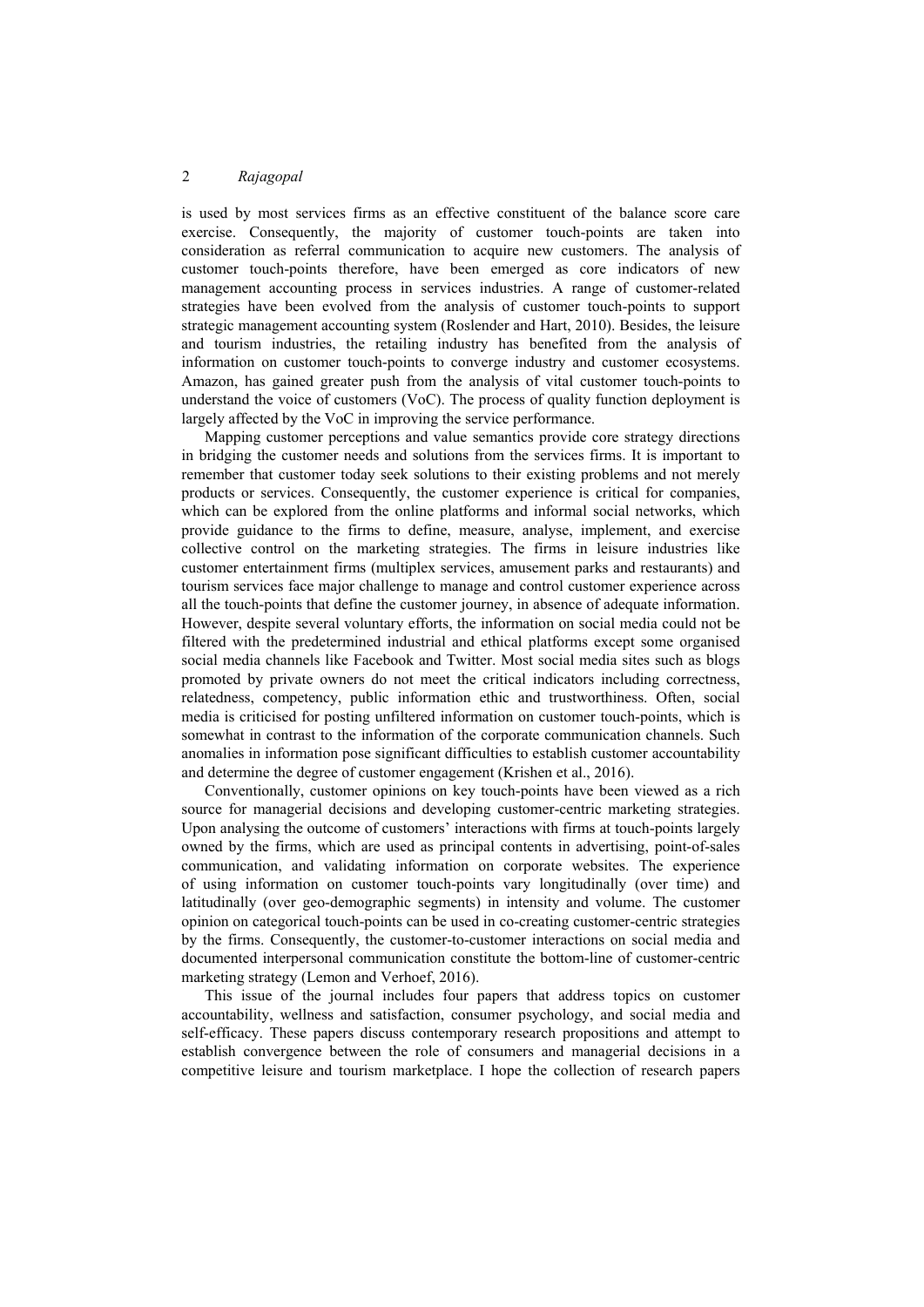is used by most services firms as an effective constituent of the balance score care exercise. Consequently, the majority of customer touch-points are taken into consideration as referral communication to acquire new customers. The analysis of customer touch-points therefore, have been emerged as core indicators of new management accounting process in services industries. A range of customer-related strategies have been evolved from the analysis of customer touch-points to support strategic management accounting system (Roslender and Hart, 2010). Besides, the leisure and tourism industries, the retailing industry has benefited from the analysis of information on customer touch-points to converge industry and customer ecosystems. Amazon, has gained greater push from the analysis of vital customer touch-points to understand the voice of customers (VoC). The process of quality function deployment is largely affected by the VoC in improving the service performance.

Mapping customer perceptions and value semantics provide core strategy directions in bridging the customer needs and solutions from the services firms. It is important to remember that customer today seek solutions to their existing problems and not merely products or services. Consequently, the customer experience is critical for companies, which can be explored from the online platforms and informal social networks, which provide guidance to the firms to define, measure, analyse, implement, and exercise collective control on the marketing strategies. The firms in leisure industries like customer entertainment firms (multiplex services, amusement parks and restaurants) and tourism services face major challenge to manage and control customer experience across all the touch-points that define the customer journey, in absence of adequate information. However, despite several voluntary efforts, the information on social media could not be filtered with the predetermined industrial and ethical platforms except some organised social media channels like Facebook and Twitter. Most social media sites such as blogs promoted by private owners do not meet the critical indicators including correctness, relatedness, competency, public information ethic and trustworthiness. Often, social media is criticised for posting unfiltered information on customer touch-points, which is somewhat in contrast to the information of the corporate communication channels. Such anomalies in information pose significant difficulties to establish customer accountability and determine the degree of customer engagement (Krishen et al., 2016).

Conventionally, customer opinions on key touch-points have been viewed as a rich source for managerial decisions and developing customer-centric marketing strategies. Upon analysing the outcome of customers' interactions with firms at touch-points largely owned by the firms, which are used as principal contents in advertising, point-of-sales communication, and validating information on corporate websites. The experience of using information on customer touch-points vary longitudinally (over time) and latitudinally (over geo-demographic segments) in intensity and volume. The customer opinion on categorical touch-points can be used in co-creating customer-centric strategies by the firms. Consequently, the customer-to-customer interactions on social media and documented interpersonal communication constitute the bottom-line of customer-centric marketing strategy (Lemon and Verhoef, 2016).

This issue of the journal includes four papers that address topics on customer accountability, wellness and satisfaction, consumer psychology, and social media and self-efficacy. These papers discuss contemporary research propositions and attempt to establish convergence between the role of consumers and managerial decisions in a competitive leisure and tourism marketplace. I hope the collection of research papers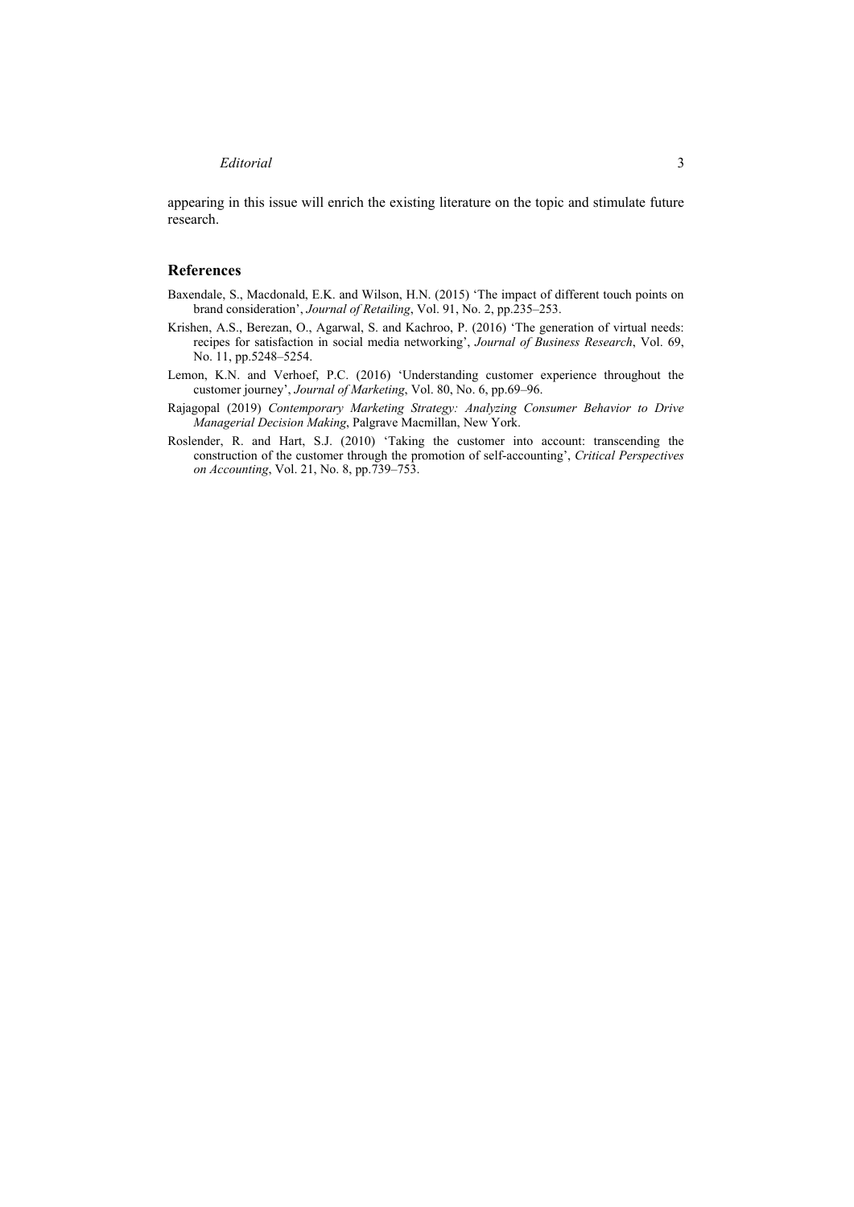appearing in this issue will enrich the existing literature on the topic and stimulate future research.

## References

Baxendale, S., Macdonald, E.K. and Wilson, H.N. (2015) 'The impact of different touch points on brand consideration', *Journal of Retailing*, Vol. 91, No. 2, pp.235–253.

Krishen, A.S., Berezan, O., Agarwal, S. and Kachroo, P. (2016) 'The generation of virtual needs: recipes for satisfaction in social media networking', *Journal of Business Research*, Vol. 69, No. 11, pp.5248–5254.

Lemon, K.N. and Verhoef, P.C. (2016) 'Understanding customer experience throughout the customer journey', *Journal of Marketing*, Vol. 80, No. 6, pp.69–96.

Rajagopal (2019) *Contemporary Marketing Strategy: Analyzing Consumer Behavior to Drive Managerial Decision Making*, Palgrave Macmillan, New York.

Roslender, R. and Hart, S.J. (2010) 'Taking the customer into account: transcending the construction of the customer through the promotion of self-accounting', *Critical Perspectives on Accounting*, Vol. 21, No. 8, pp.739–753.